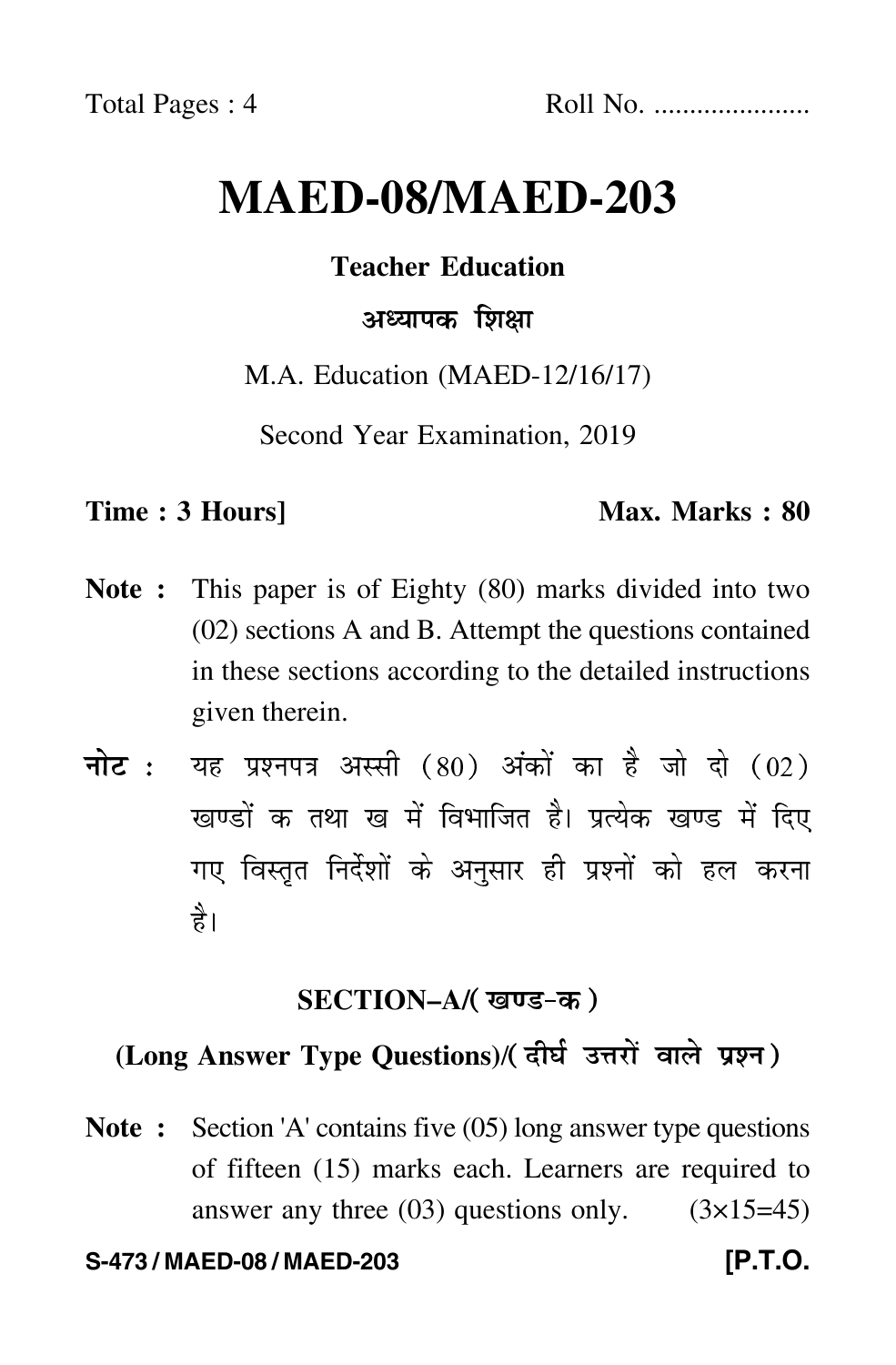Total Pages : 4 Roll No. ......................

# MAED-08/MAED-203

**Teacher Education**

**अध्यापक शिक्षा**

M.A. Education (MAED-12/16/17)

Second Year Examination, 2019

**Time : 3 Hours]** **Max. Marks : 80**

**Note :** This paper is of Eighty (80) marks divided into two (02) sections A and B. Attempt the questions contained in these sections according to the detailed instructions given therein.

**नोट :** यह प्रश्नपत्र अस्सी (80) अंकों का है जो दो (02) खण्डों क तथा ख में विभाजित है। प्रत्येक खण्ड में दिए गए विस्तृत निर्देशों के अनुसार ही प्रश्नों को हल करना है।

## SECTION–A/(खण्ड–क)

### (Long Answer Type Questions)/(दीर्घ उत्तरों वाले प्रश्न)

**Note :** Section 'A' contains five (05) long answer type questions of fifteen (15) marks each. Learners are required to answer any three (03) questions only. (3×15=45)

S-473 / MAED-08 / MAED-203 [P.T.O.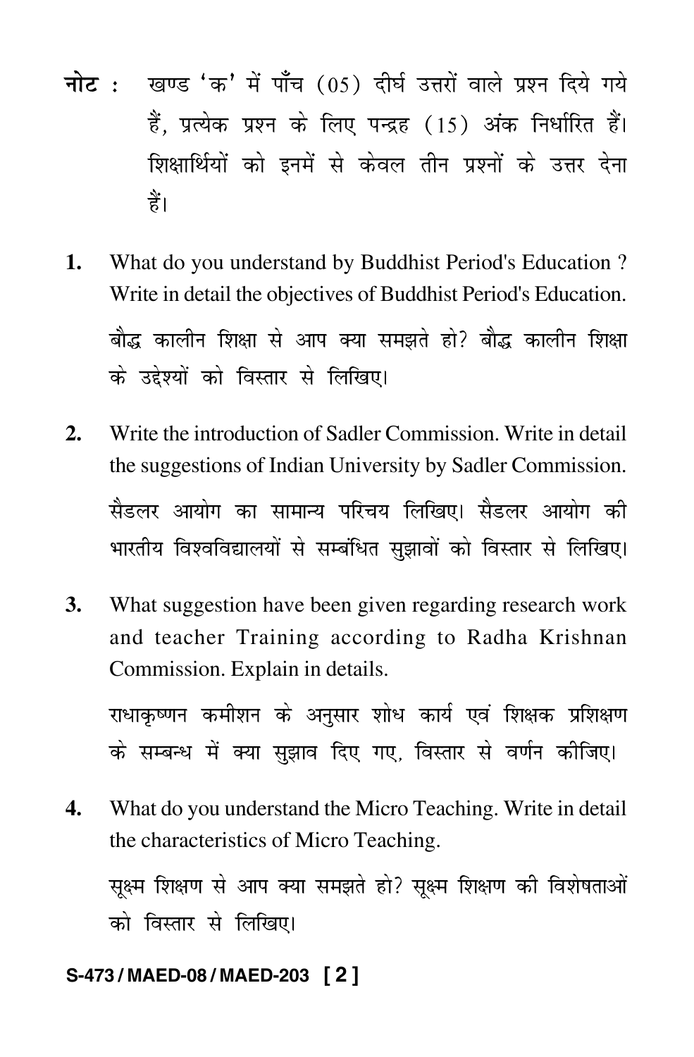**नोट :** खण्ड 'क' में पाँच (05) दीर्घ उत्तरों वाले प्रश्न दिये गये हैं, प्रत्येक प्रश्न के लिए पन्द्रह (15) अंक निर्धारित हैं। शिक्षार्थियों को इनमें से केवल तीन प्रश्नों के उत्तर देना हैं।

**1.** What do you understand by Buddhist Period's Education ? Write in detail the objectives of Buddhist Period's Education.

बौद्ध कालीन शिक्षा से आप क्या समझते हो? बौद्ध कालीन शिक्षा के उद्देश्यों को विस्तार से लिखिए।

**2.** Write the introduction of Sadler Commission. Write in detail the suggestions of Indian University by Sadler Commission.

सैडलर आयोग का सामान्य परिचय लिखिए। सैडलर आयोग की भारतीय विश्वविद्यालयों से सम्बंधित सुझावों को विस्तार से लिखिए।

**3.** What suggestion have been given regarding research work and teacher Training according to Radha Krishnan Commission. Explain in details.

राधाकृष्णन कमीशन के अनुसार शोध कार्य एवं शिक्षक प्रशिक्षण के सम्बन्ध में क्या सुझाव दिए गए, विस्तार से वर्णन कीजिए।

**4.** What do you understand the Micro Teaching. Write in detail the characteristics of Micro Teaching.

सूक्ष्म शिक्षण से आप क्या समझते हो? सूक्ष्म शिक्षण की विशेषताओं को विस्तार से लिखिए।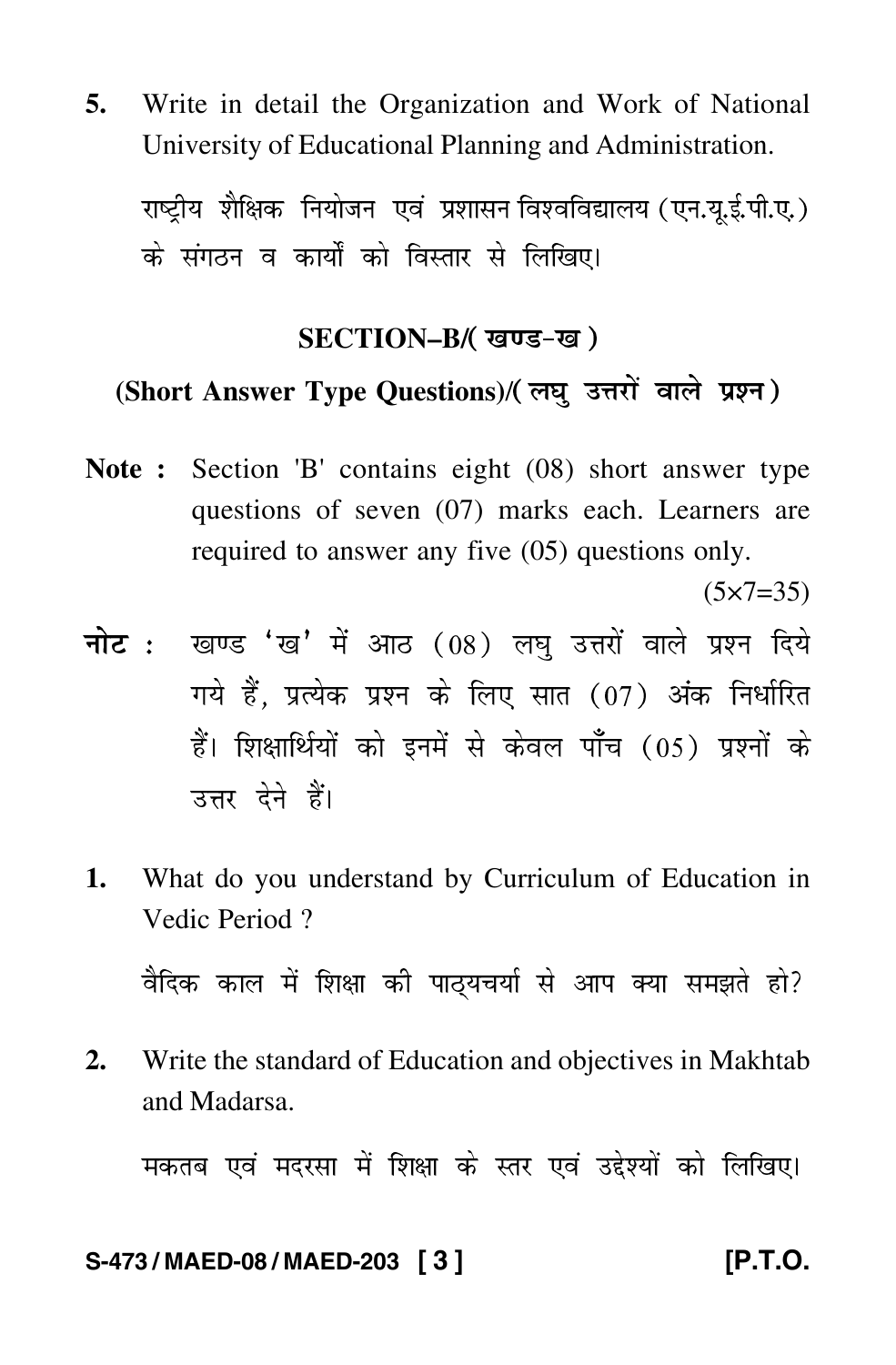5. Write in detail the Organization and Work of National University of Educational Planning and Administration.

राष्ट्रीय शैक्षिक नियोजन एवं प्रशासन विश्वविद्यालय (एन.यू.ई.पी.ए.) के संगठन व कार्यों को विस्तार से लिखिए।

## SECTION–B/( खण्ड-ख )

### (Short Answer Type Questions)/( लघु उत्तरों वाले प्रश्न )

**Note :** Section 'B' contains eight (08) short answer type questions of seven (07) marks each. Learners are required to answer any five (05) questions only.

(5×7=35)

**नोट :** खण्ड 'ख' में आठ (08) लघु उत्तरों वाले प्रश्न दिये गये हैं, प्रत्येक प्रश्न के लिए सात (07) अंक निर्धारित हैं। शिक्षार्थियों को इनमें से केवल पाँच (05) प्रश्नों के उत्तर देने हैं।

1. What do you understand by Curriculum of Education in Vedic Period ?

वैदिक काल में शिक्षा की पाठ्यचर्या से आप क्या समझते हो?

2. Write the standard of Education and objectives in Makhtab and Madarsa.

मकतब एवं मदरसा में शिक्षा के स्तर एवं उद्देश्यों को लिखिए।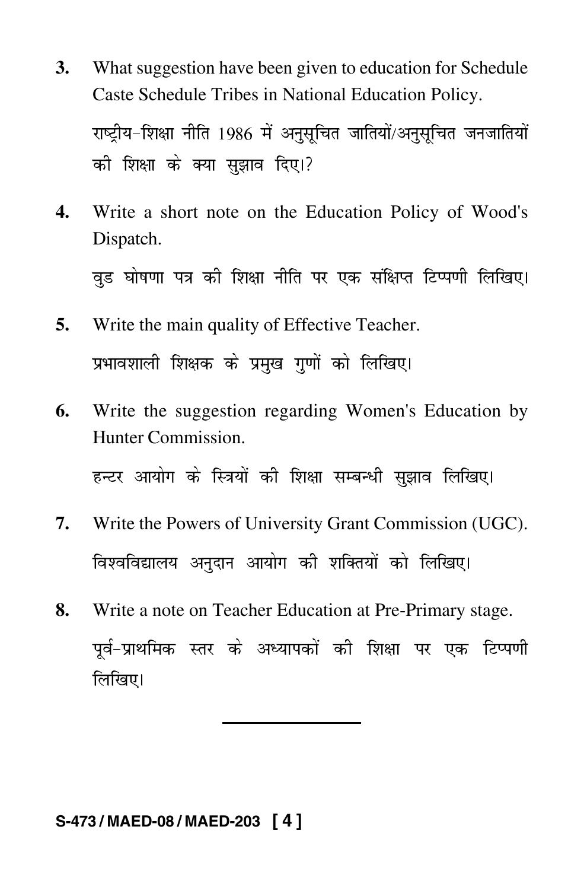**3.** What suggestion have been given to education for Schedule Caste Schedule Tribes in National Education Policy.

राष्ट्रीय-शिक्षा नीति 1986 में अनुसूचित जातियों/अनुसूचित जनजातियों की शिक्षा के क्या सुझाव दिए।?

**4.** Write a short note on the Education Policy of Wood's Dispatch.

वुड घोषणा पत्र की शिक्षा नीति पर एक संक्षिप्त टिप्पणी लिखिए।

**5.** Write the main quality of Effective Teacher.

प्रभावशाली शिक्षक के प्रमुख गुणों को लिखिए।

**6.** Write the suggestion regarding Women's Education by Hunter Commission.

हन्टर आयोग के स्त्रियों की शिक्षा सम्बन्धी सुझाव लिखिए।

**7.** Write the Powers of University Grant Commission (UGC).

विश्वविद्यालय अनुदान आयोग की शक्तियों को लिखिए।

**8.** Write a note on Teacher Education at Pre-Primary stage.

पूर्व-प्राथमिक स्तर के अध्यापकों की शिक्षा पर एक टिप्पणी लिखिए।

---